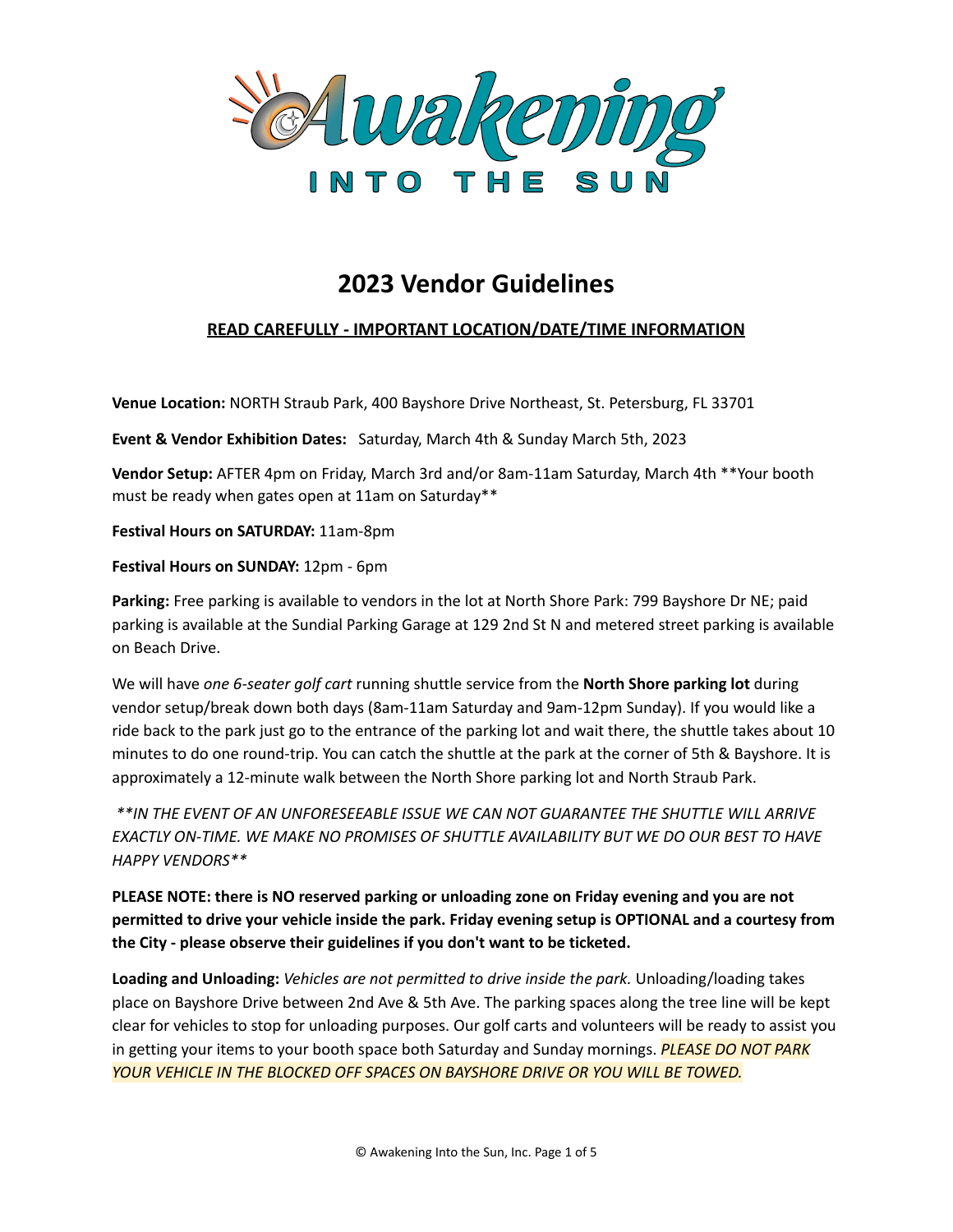# Awakening INTO THE SUN

## 2023 Vendor Guidelines

### READ CAREFULLY - IMPORTANT LOCATION/DATE/TIME INFORMATION

**Venue Location:** NORTH Straub Park, 400 Bayshore Drive Northeast, St. Petersburg, FL 33701

**Event & Vendor Exhibition Dates:** Saturday, March 4th & Sunday March 5th, 2023

**Vendor Setup:** AFTER 4pm on Friday, March 3rd and/or 8am-11am Saturday, March 4th **Your booth must be ready when gates open at 11am on Saturday**

**Festival Hours on SATURDAY:** 11am-8pm

**Festival Hours on SUNDAY:** 12pm - 6pm

**Parking:** Free parking is available to vendors in the lot at North Shore Park: 799 Bayshore Dr NE; paid parking is available at the Sundial Parking Garage at 129 2nd St N and metered street parking is available on Beach Drive.

We will have *one 6-seater golf cart* running shuttle service from the **North Shore parking lot** during vendor setup/break down both days (8am-11am Saturday and 9am-12pm Sunday). If you would like a ride back to the park just go to the entrance of the parking lot and wait there, the shuttle takes about 10 minutes to do one round-trip. You can catch the shuttle at the park at the corner of 5th & Bayshore. It is approximately a 12-minute walk between the North Shore parking lot and North Straub Park.

*\*\*IN THE EVENT OF AN UNFORESEEABLE ISSUE WE CAN NOT GUARANTEE THE SHUTTLE WILL ARRIVE EXACTLY ON-TIME. WE MAKE NO PROMISES OF SHUTTLE AVAILABILITY BUT WE DO OUR BEST TO HAVE HAPPY VENDORS\*\**

**PLEASE NOTE: there is NO reserved parking or unloading zone on Friday evening and you are not permitted to drive your vehicle inside the park. Friday evening setup is OPTIONAL and a courtesy from the City - please observe their guidelines if you don't want to be ticketed.**

**Loading and Unloading:** *Vehicles are not permitted to drive inside the park.* Unloading/loading takes place on Bayshore Drive between 2nd Ave & 5th Ave. The parking spaces along the tree line will be kept clear for vehicles to stop for unloading purposes. Our golf carts and volunteers will be ready to assist you in getting your items to your booth space both Saturday and Sunday mornings. *PLEASE DO NOT PARK YOUR VEHICLE IN THE BLOCKED OFF SPACES ON BAYSHORE DRIVE OR YOU WILL BE TOWED.*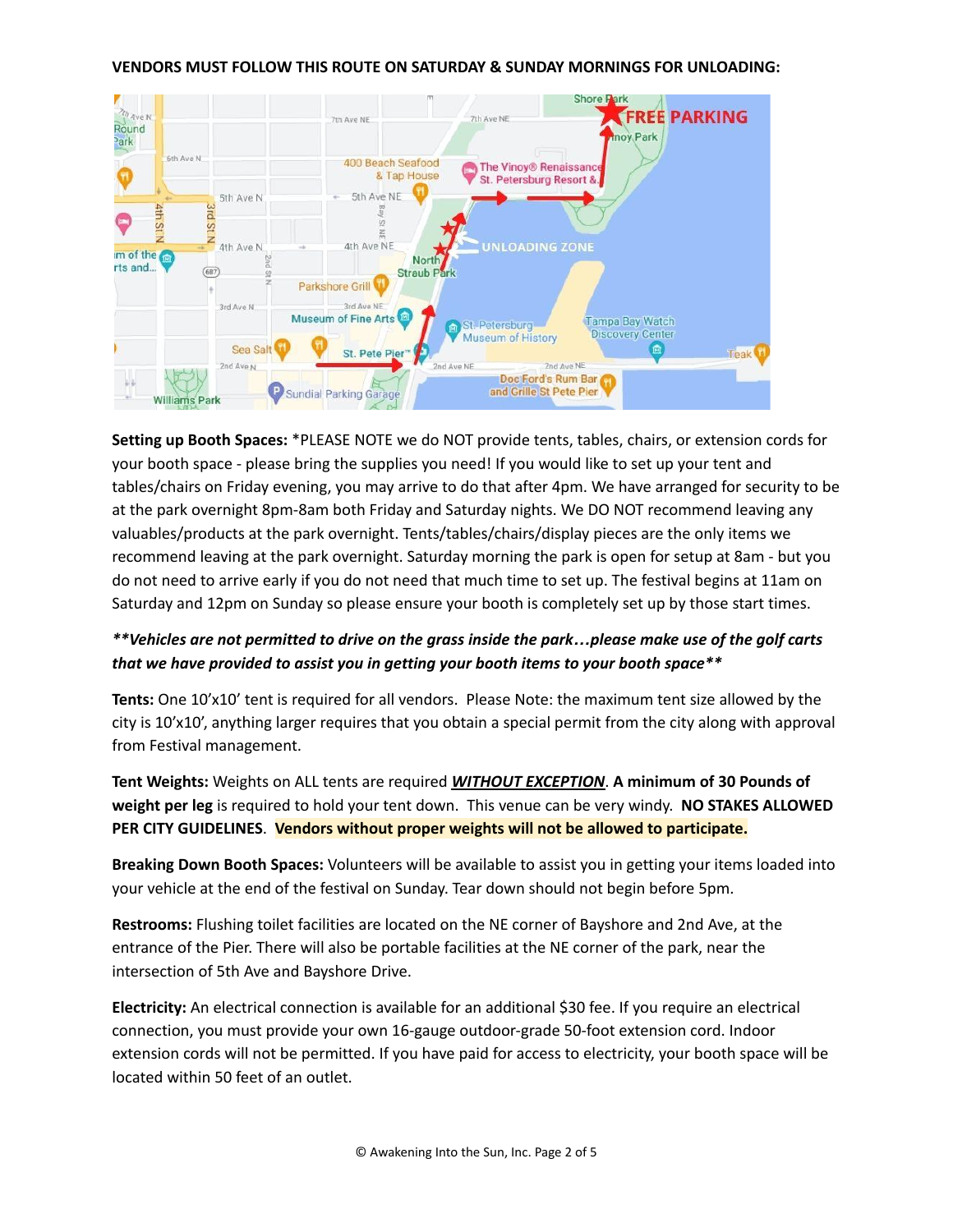**VENDORS MUST FOLLOW THIS ROUTE ON SATURDAY & SUNDAY MORNINGS FOR UNLOADING:**

**Setting up Booth Spaces:** *PLEASE NOTE we do NOT provide tents, tables, chairs, or extension cords for your booth space - please bring the supplies you need! If you would like to set up your tent and tables/chairs on Friday evening, you may arrive to do that after 4pm. We have arranged for security to be at the park overnight 8pm-8am both Friday and Saturday nights. We DO NOT recommend leaving any valuables/products at the park overnight. Tents/tables/chairs/display pieces are the only items we recommend leaving at the park overnight. Saturday morning the park is open for setup at 8am - but you do not need to arrive early if you do not need that much time to set up. The festival begins at 11am on Saturday and 12pm on Sunday so please ensure your booth is completely set up by those start times.

***\*\*Vehicles are not permitted to drive on the grass inside the park…please make use of the golf carts that we have provided to assist you in getting your booth items to your booth space\*\****

**Tents:** One 10'x10' tent is required for all vendors. Please Note: the maximum tent size allowed by the city is 10'x10', anything larger requires that you obtain a special permit from the city along with approval from Festival management.

**Tent Weights:** Weights on ALL tents are required ***WITHOUT EXCEPTION***. **A minimum of 30 Pounds of weight per leg** is required to hold your tent down. This venue can be very windy. **NO STAKES ALLOWED PER CITY GUIDELINES**. **Vendors without proper weights will not be allowed to participate.**

**Breaking Down Booth Spaces:** Volunteers will be available to assist you in getting your items loaded into your vehicle at the end of the festival on Sunday. Tear down should not begin before 5pm.

**Restrooms:** Flushing toilet facilities are located on the NE corner of Bayshore and 2nd Ave, at the entrance of the Pier. There will also be portable facilities at the NE corner of the park, near the intersection of 5th Ave and Bayshore Drive.

**Electricity:** An electrical connection is available for an additional $30 fee. If you require an electrical connection, you must provide your own 16-gauge outdoor-grade 50-foot extension cord. Indoor extension cords will not be permitted. If you have paid for access to electricity, your booth space will be located within 50 feet of an outlet.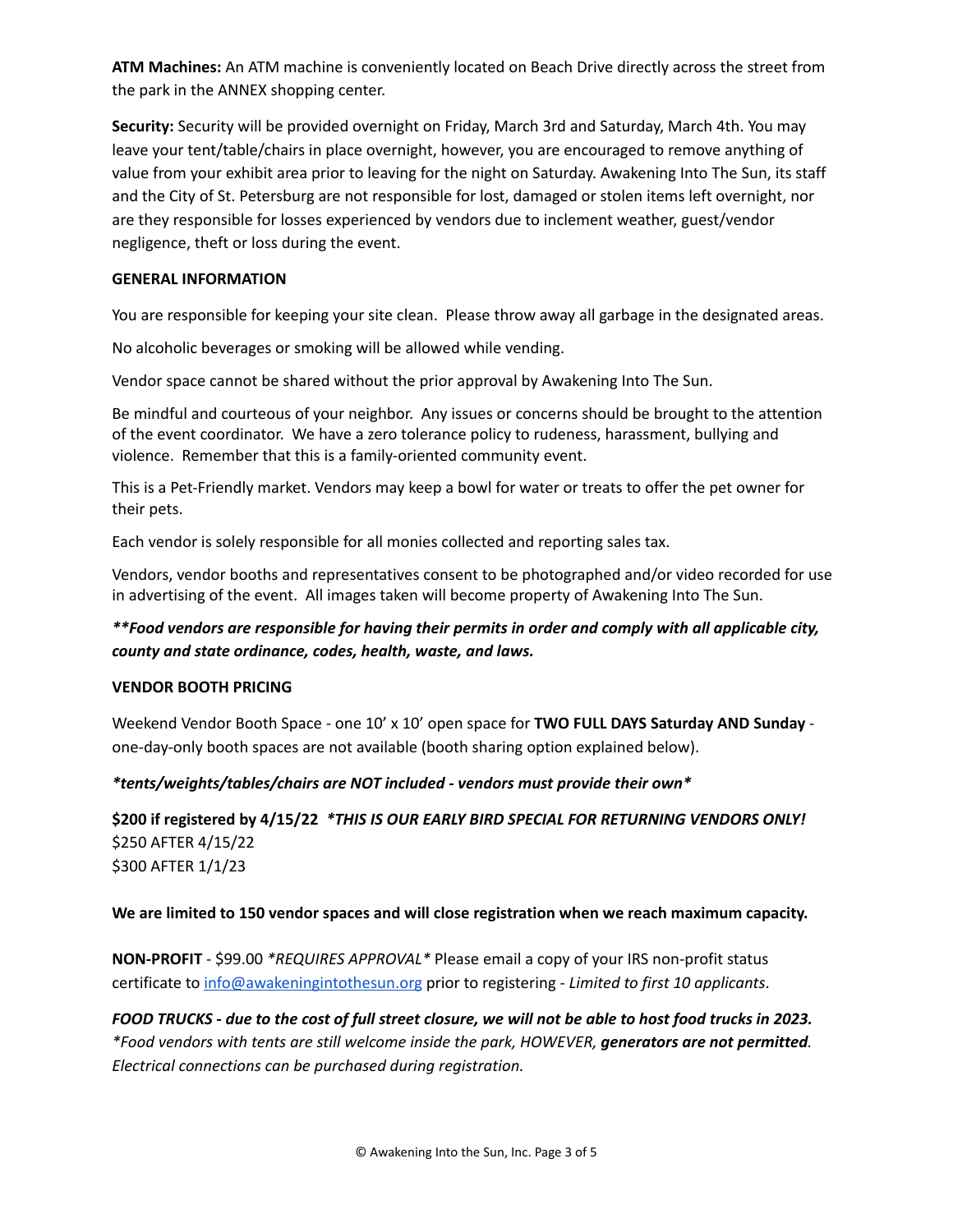**ATM Machines:** An ATM machine is conveniently located on Beach Drive directly across the street from the park in the ANNEX shopping center.

**Security:** Security will be provided overnight on Friday, March 3rd and Saturday, March 4th. You may leave your tent/table/chairs in place overnight, however, you are encouraged to remove anything of value from your exhibit area prior to leaving for the night on Saturday. Awakening Into The Sun, its staff and the City of St. Petersburg are not responsible for lost, damaged or stolen items left overnight, nor are they responsible for losses experienced by vendors due to inclement weather, guest/vendor negligence, theft or loss during the event.

**GENERAL INFORMATION**

You are responsible for keeping your site clean. Please throw away all garbage in the designated areas.

No alcoholic beverages or smoking will be allowed while vending.

Vendor space cannot be shared without the prior approval by Awakening Into The Sun.

Be mindful and courteous of your neighbor. Any issues or concerns should be brought to the attention of the event coordinator. We have a zero tolerance policy to rudeness, harassment, bullying and violence. Remember that this is a family-oriented community event.

This is a Pet-Friendly market. Vendors may keep a bowl for water or treats to offer the pet owner for their pets.

Each vendor is solely responsible for all monies collected and reporting sales tax.

Vendors, vendor booths and representatives consent to be photographed and/or video recorded for use in advertising of the event. All images taken will become property of Awakening Into The Sun.

***\*\*Food vendors are responsible for having their permits in order and comply with all applicable city, county and state ordinance, codes, health, waste, and laws.***

**VENDOR BOOTH PRICING**

Weekend Vendor Booth Space - one 10’ x 10’ open space for **TWO FULL DAYS Saturday AND Sunday** - one-day-only booth spaces are not available (booth sharing option explained below).

***\*tents/weights/tables/chairs are NOT included - vendors must provide their own\****

**$200 if registered by 4/15/22** ***\*THIS IS OUR EARLY BIRD SPECIAL FOR RETURNING VENDORS ONLY!***
$250 AFTER 4/15/22
$300 AFTER 1/1/23

**We are limited to 150 vendor spaces and will close registration when we reach maximum capacity.**

**NON-PROFIT** - $99.00 *\*REQUIRES APPROVAL\** Please email a copy of your IRS non-profit status certificate to info@awakeningintothesun.org prior to registering - *Limited to first 10 applicants*.

***FOOD TRUCKS - due to the cost of full street closure, we will not be able to host food trucks in 2023.***
*\*Food vendors with tents are still welcome inside the park, HOWEVER,* ***generators are not permitted****. Electrical connections can be purchased during registration.*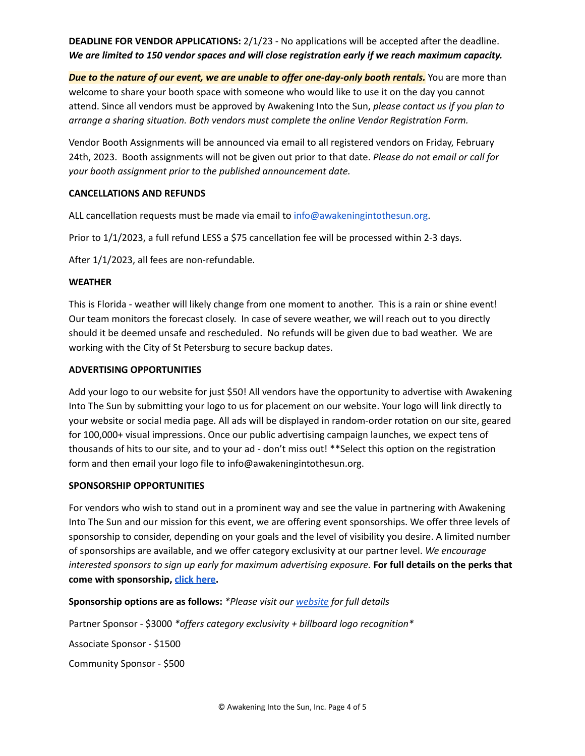**DEADLINE FOR VENDOR APPLICATIONS:** 2/1/23 - No applications will be accepted after the deadline. ***We are limited to 150 vendor spaces and will close registration early if we reach maximum capacity.***

***Due to the nature of our event, we are unable to offer one-day-only booth rentals.*** You are more than welcome to share your booth space with someone who would like to use it on the day you cannot attend. Since all vendors must be approved by Awakening Into the Sun, *please contact us if you plan to arrange a sharing situation. Both vendors must complete the online Vendor Registration Form.*

Vendor Booth Assignments will be announced via email to all registered vendors on Friday, February 24th, 2023. Booth assignments will not be given out prior to that date. *Please do not email or call for your booth assignment prior to the published announcement date.*

**CANCELLATIONS AND REFUNDS**

ALL cancellation requests must be made via email to [info@awakeningintothesun.org](mailto:info@awakeningintothesun.org).

Prior to 1/1/2023, a full refund LESS a $75 cancellation fee will be processed within 2-3 days.

After 1/1/2023, all fees are non-refundable.

**WEATHER**

This is Florida - weather will likely change from one moment to another. This is a rain or shine event! Our team monitors the forecast closely. In case of severe weather, we will reach out to you directly should it be deemed unsafe and rescheduled. No refunds will be given due to bad weather. We are working with the City of St Petersburg to secure backup dates.

**ADVERTISING OPPORTUNITIES**

Add your logo to our website for just $50! All vendors have the opportunity to advertise with Awakening Into The Sun by submitting your logo to us for placement on our website. Your logo will link directly to your website or social media page. All ads will be displayed in random-order rotation on our site, geared for 100,000+ visual impressions. Once our public advertising campaign launches, we expect tens of thousands of hits to our site, and to your ad - don't miss out! **Select this option on the registration form and then email your logo file to info@awakeningintothesun.org.

**SPONSORSHIP OPPORTUNITIES**

For vendors who wish to stand out in a prominent way and see the value in partnering with Awakening Into The Sun and our mission for this event, we are offering event sponsorships. We offer three levels of sponsorship to consider, depending on your goals and the level of visibility you desire. A limited number of sponsorships are available, and we offer category exclusivity at our partner level. *We encourage interested sponsors to sign up early for maximum advertising exposure.* **For full details on the perks that come with sponsorship, [click here](#).**

**Sponsorship options are as follows:** *\*Please visit our [website](#) for full details*

Partner Sponsor - $3000 *\*offers category exclusivity + billboard logo recognition\**

Associate Sponsor - $1500

Community Sponsor - $500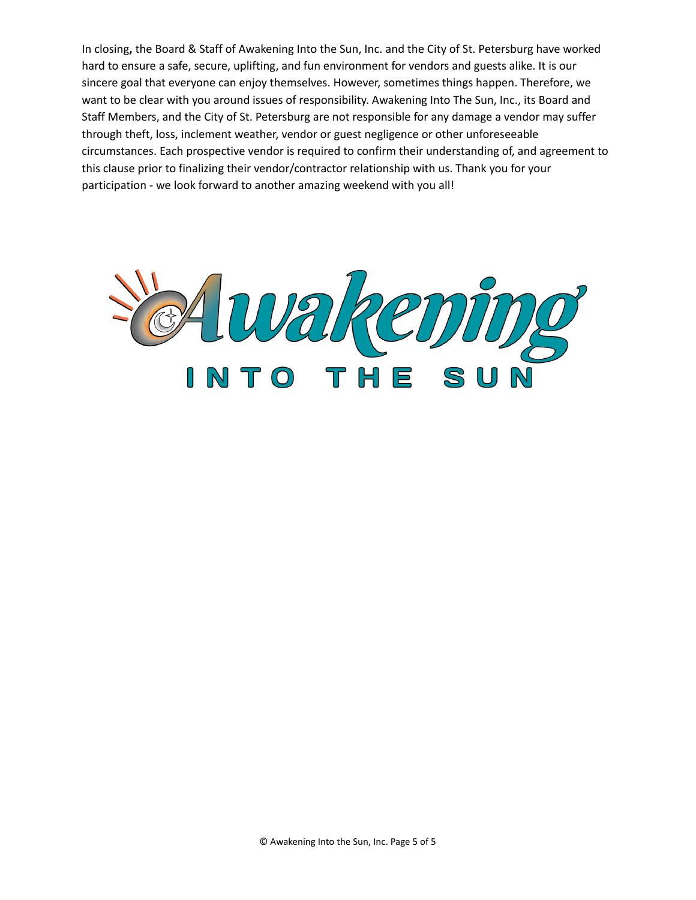In closing**,** the Board & Staff of Awakening Into the Sun, Inc. and the City of St. Petersburg have worked hard to ensure a safe, secure, uplifting, and fun environment for vendors and guests alike. It is our sincere goal that everyone can enjoy themselves. However, sometimes things happen. Therefore, we want to be clear with you around issues of responsibility. Awakening Into The Sun, Inc., its Board and Staff Members, and the City of St. Petersburg are not responsible for any damage a vendor may suffer through theft, loss, inclement weather, vendor or guest negligence or other unforeseeable circumstances. Each prospective vendor is required to confirm their understanding of, and agreement to this clause prior to finalizing their vendor/contractor relationship with us. Thank you for your participation - we look forward to another amazing weekend with you all!

Awakening

INTO THE SUN

© Awakening Into the Sun, Inc.